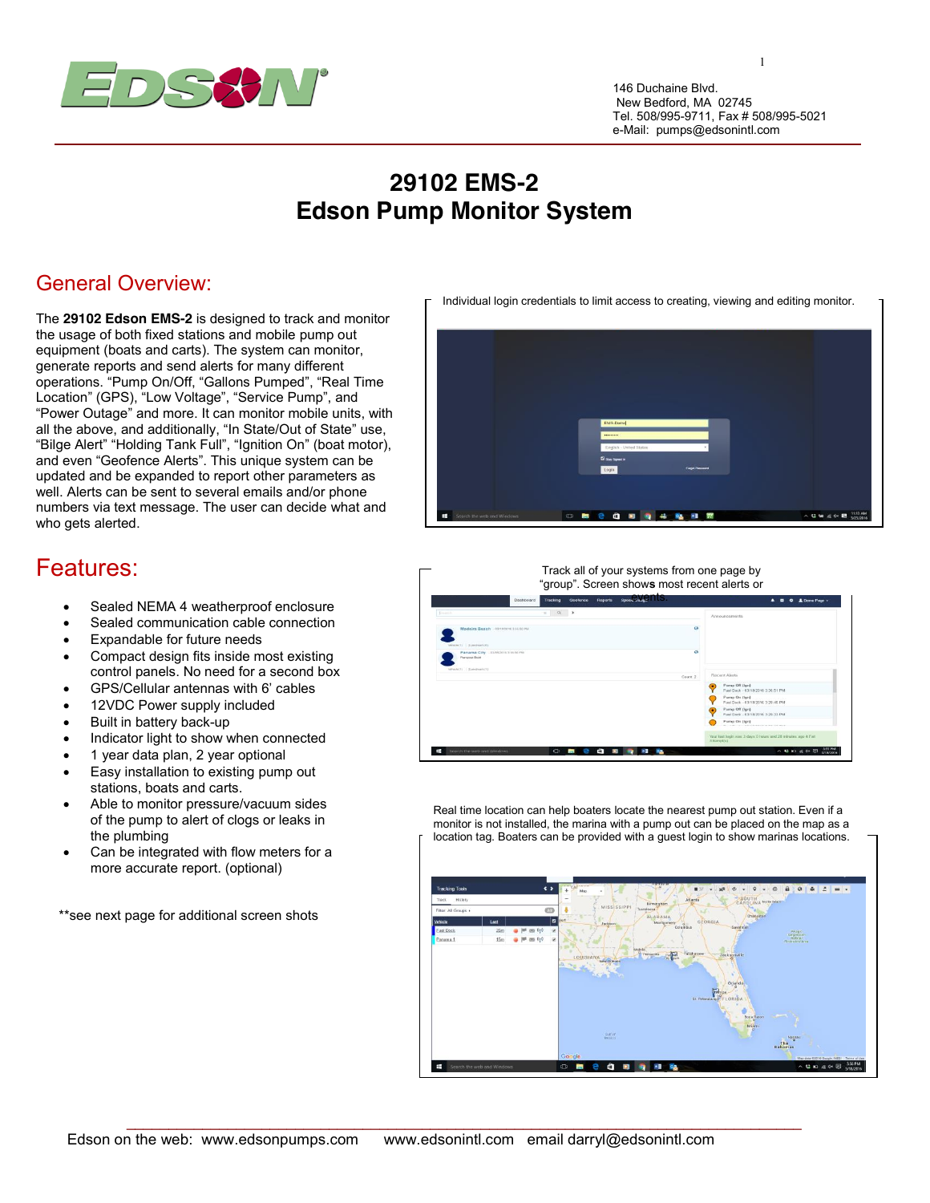146 Duchaine Blvd.
New Bedford, MA 02745
Tel. 508/995-9711, Fax # 508/995-5021
e-Mail: pumps@edsonintl.com

# 29102 EMS-2
# Edson Pump Monitor System

## General Overview:

The **29102 Edson EMS-2** is designed to track and monitor the usage of both fixed stations and mobile pump out equipment (boats and carts). The system can monitor, generate reports and send alerts for many different operations. "Pump On/Off, "Gallons Pumped", "Real Time Location" (GPS), "Low Voltage", "Service Pump", and "Power Outage" and more. It can monitor mobile units, with all the above, and additionally, "In State/Out of State" use, "Bilge Alert" "Holding Tank Full", "Ignition On" (boat motor), and even "Geofence Alerts". This unique system can be updated and be expanded to report other parameters as well. Alerts can be sent to several emails and/or phone numbers via text message. The user can decide what and who gets alerted.

Individual login credentials to limit access to creating, viewing and editing monitor.

## Features:

- Sealed NEMA 4 weatherproof enclosure
- Sealed communication cable connection
- Expandable for future needs
- Compact design fits inside most existing control panels. No need for a second box
- GPS/Cellular antennas with 6' cables
- 12VDC Power supply included
- Built in battery back-up
- Indicator light to show when connected
- 1 year data plan, 2 year optional
- Easy installation to existing pump out stations, boats and carts.
- Able to monitor pressure/vacuum sides of the pump to alert of clogs or leaks in the plumbing
- Can be integrated with flow meters for a more accurate report. (optional)

**see next page for additional screen shots

Track all of your systems from one page by "group". Screen shows most recent alerts or events.

Real time location can help boaters locate the nearest pump out station. Even if a monitor is not installed, the marina with a pump out can be placed on the map as a location tag. Boaters can be provided with a guest login to show marinas locations.

Edson on the web: www.edsonpumps.com www.edsonintl.com email darryl@edsonintl.com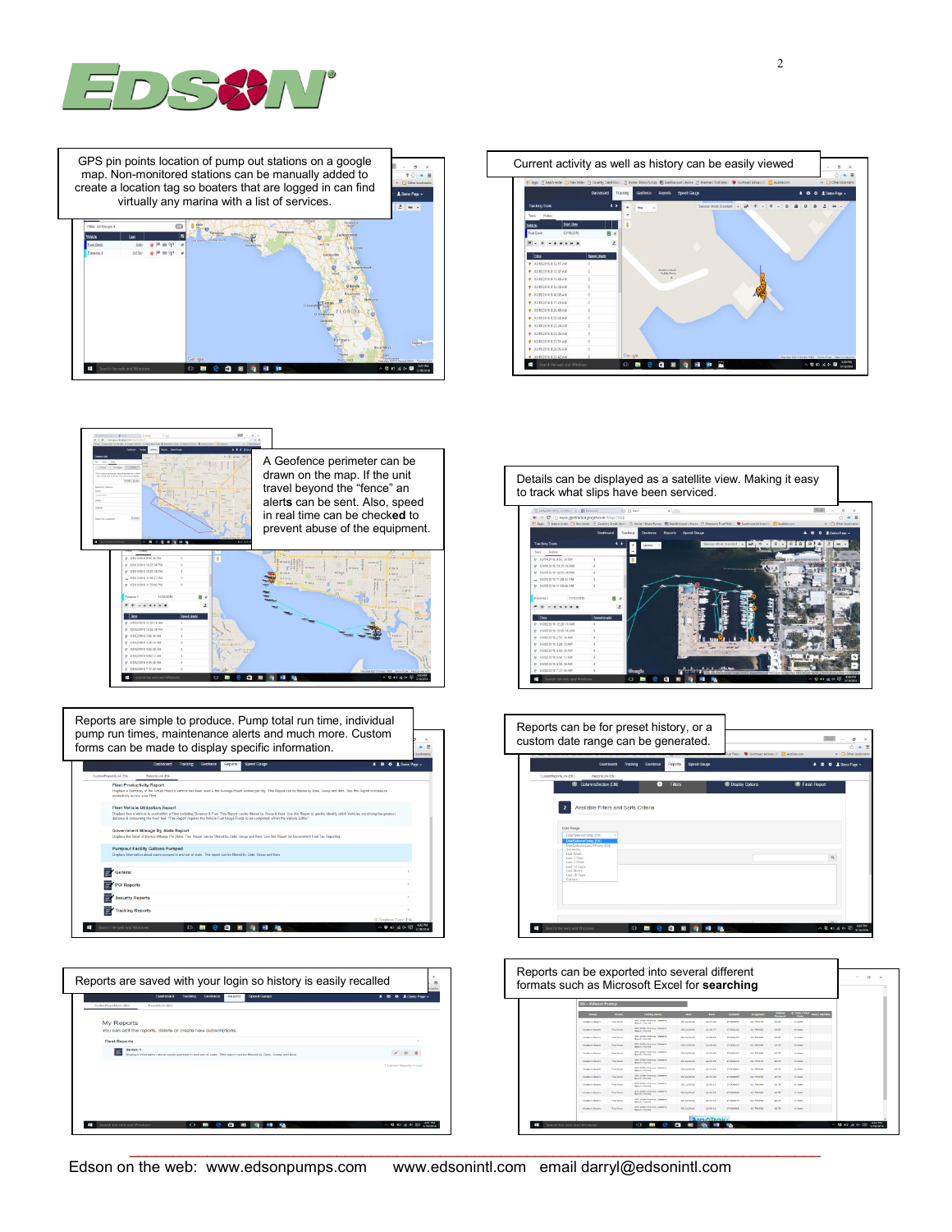GPS pin points location of pump out stations on a google map. Non-monitored stations can be manually added to create a location tag so boaters that are logged in can find virtually any marina with a list of services.

Current activity as well as history can be easily viewed

A Geofence perimeter can be drawn on the map. If the unit travel beyond the "fence" an alerts can be sent. Also, speed in real time can be checked to prevent abuse of the equipment.

Details can be displayed as a satellite view. Making it easy to track what slips have been serviced.

Reports are simple to produce. Pump total run time, individual pump run times, maintenance alerts and much more. Custom forms can be made to display specific information.

Reports can be for preset history, or a custom date range can be generated.

Reports are saved with your login so history is easily recalled

Reports can be exported into several different formats such as Microsoft Excel for **searching**

Edson on the web: www.edsonpumps.com www.edsonintl.com email darryl@edsonintl.com